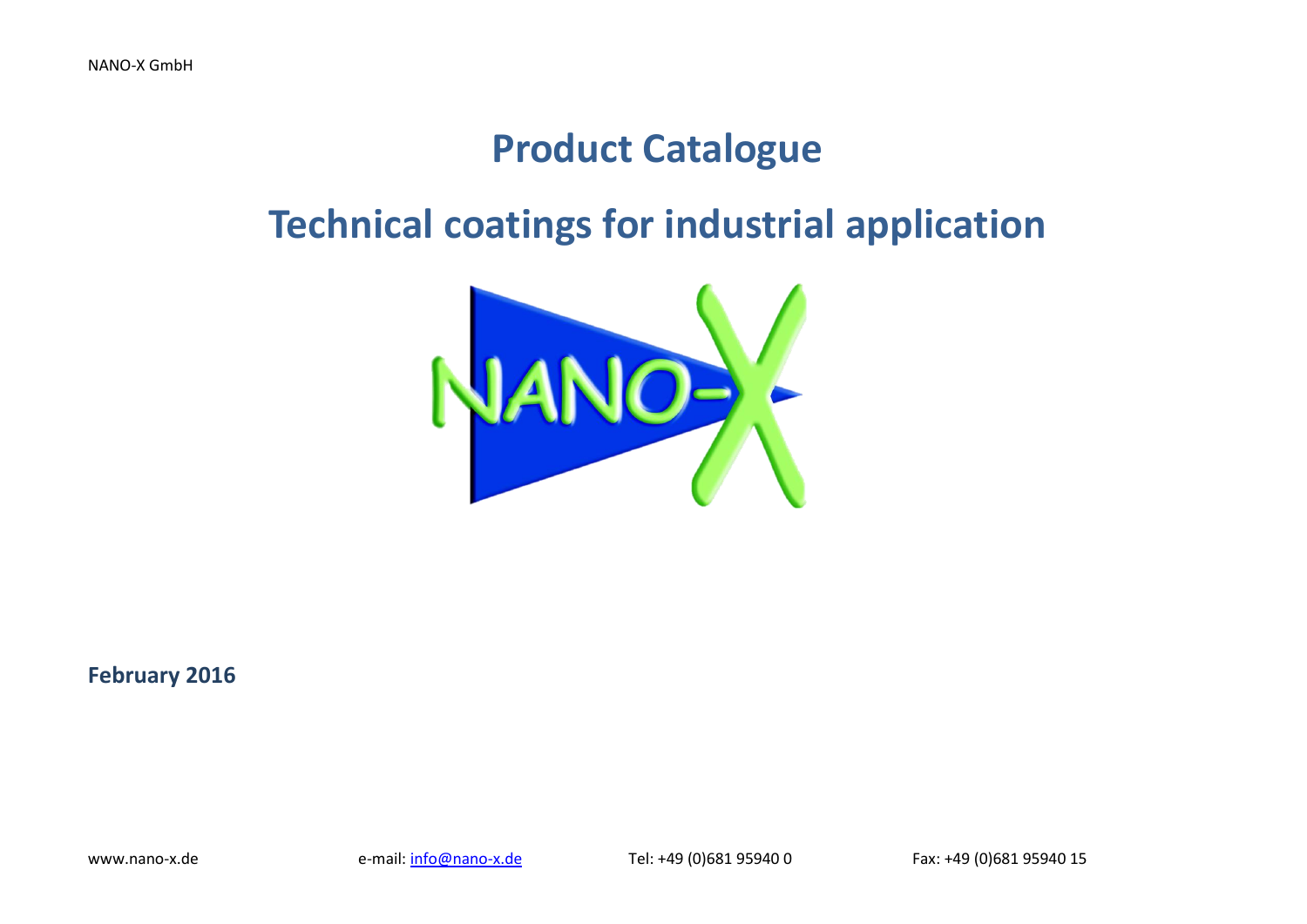NANO-X GmbH

# Product Catalogue

# Technical coatings for industrial application

**February 2016**

www.nano-x.de e-mail: info@nano-x.de Tel: +49 (0)681 95940 0 Fax: +49 (0)681 95940 15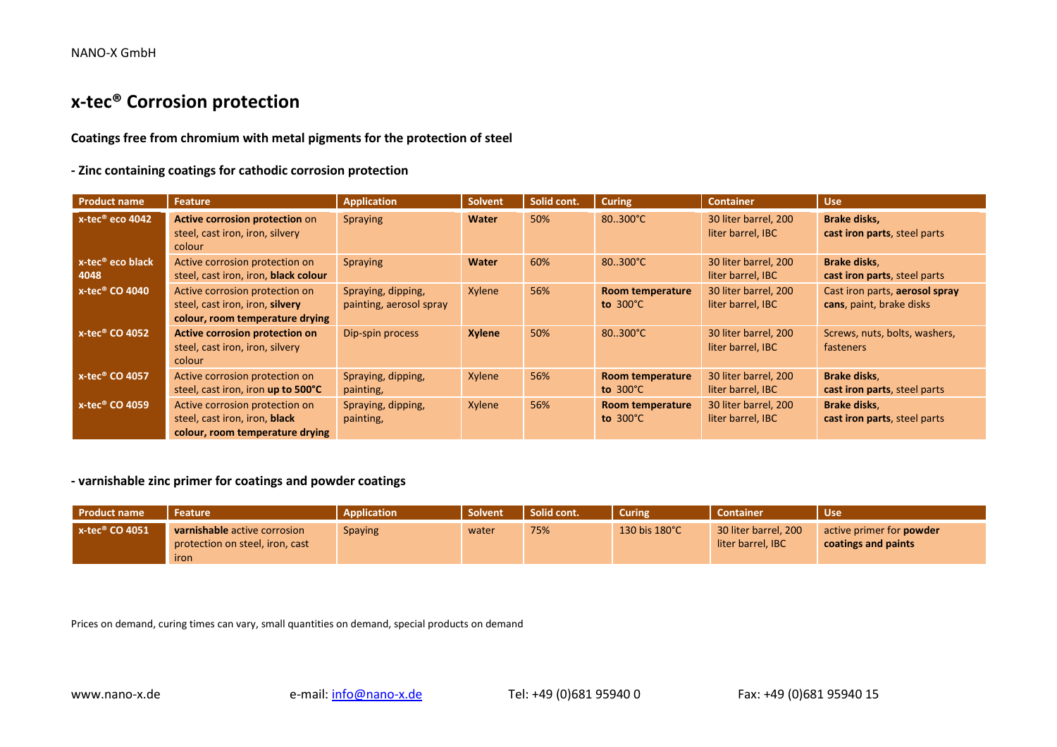NANO-X GmbH

# x-tec® Corrosion protection

**Coatings free from chromium with metal pigments for the protection of steel**

**- Zinc containing coatings for cathodic corrosion protection**

| Product name | Feature | Application | Solvent | Solid cont. | Curing | Container | Use |
|---|---|---|---|---|---|---|---|
| **x-tec® eco 4042** | **Active corrosion protection** on steel, cast iron, iron, silvery colour | Spraying | **Water** | 50% | 80..300°C | 30 liter barrel, 200 liter barrel, IBC | **Brake disks, cast iron parts**, steel parts |
| **x-tec® eco black 4048** | Active corrosion protection on steel, cast iron, iron, **black colour** | Spraying | **Water** | 60% | 80..300°C | 30 liter barrel, 200 liter barrel, IBC | **Brake disks**, **cast iron parts**, steel parts |
| **x-tec® CO 4040** | Active corrosion protection on steel, cast iron, iron, **silvery colour, room temperature drying** | Spraying, dipping, painting, aerosol spray | Xylene | 56% | **Room temperature to** 300°C | 30 liter barrel, 200 liter barrel, IBC | Cast iron parts, **aerosol spray cans**, paint, brake disks |
| **x-tec® CO 4052** | **Active corrosion protection on** steel, cast iron, iron, silvery colour | Dip-spin process | **Xylene** | 50% | 80..300°C | 30 liter barrel, 200 liter barrel, IBC | Screws, nuts, bolts, washers, fasteners |
| **x-tec® CO 4057** | Active corrosion protection on steel, cast iron, iron **up to 500°C** | Spraying, dipping, painting, | Xylene | 56% | **Room temperature to** 300°C | 30 liter barrel, 200 liter barrel, IBC | **Brake disks**, **cast iron parts**, steel parts |
| **x-tec® CO 4059** | Active corrosion protection on steel, cast iron, iron, **black colour, room temperature drying** | Spraying, dipping, painting, | Xylene | 56% | **Room temperature to** 300°C | 30 liter barrel, 200 liter barrel, IBC | **Brake disks**, **cast iron parts**, steel parts |

**- varnishable zinc primer for coatings and powder coatings**

| Product name | Feature | Application | Solvent | Solid cont. | Curing | Container | Use |
|---|---|---|---|---|---|---|---|
| **x-tec® CO 4051** | **varnishable** active corrosion protection on steel, iron, cast iron | Spaying | water | 75% | 130 bis 180°C | 30 liter barrel, 200 liter barrel, IBC | active primer for **powder coatings and paints** |

Prices on demand, curing times can vary, small quantities on demand, special products on demand

www.nano-x.de e-mail: info@nano-x.de Tel: +49 (0)681 95940 0 Fax: +49 (0)681 95940 15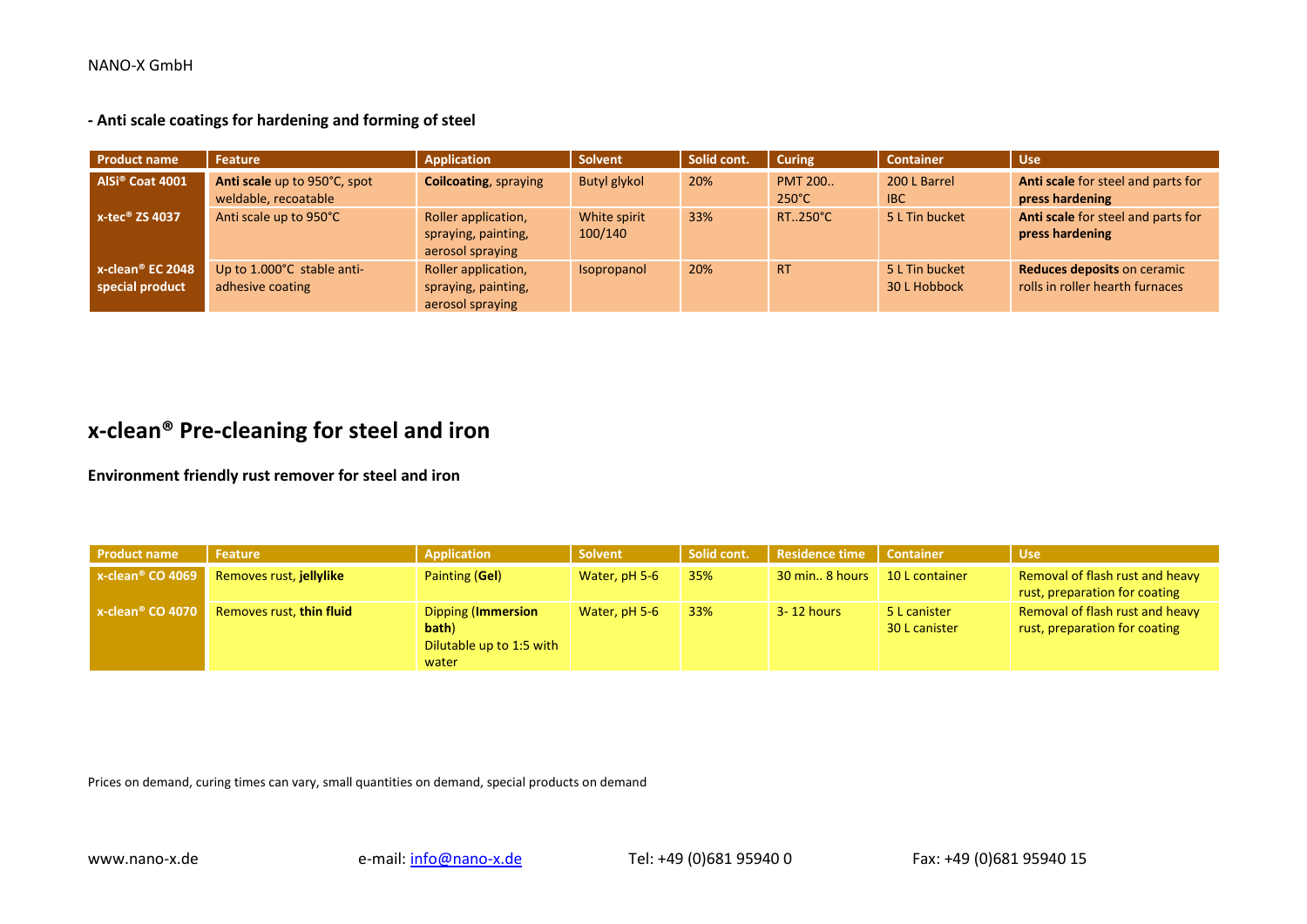NANO-X GmbH

**- Anti scale coatings for hardening and forming of steel**

| Product name | Feature | Application | Solvent | Solid cont. | Curing | Container | Use |
|---|---|---|---|---|---|---|---|
| **AlSi® Coat 4001** | **Anti scale** up to 950°C, spot weldable, recoatable | **Coilcoating**, spraying | Butyl glykol | 20% | PMT 200.. 250°C | 200 L Barrel IBC | **Anti scale** for steel and parts for **press hardening** |
| **x-tec® ZS 4037** | Anti scale up to 950°C | Roller application, spraying, painting, aerosol spraying | White spirit 100/140 | 33% | RT..250°C | 5 L Tin bucket | **Anti scale** for steel and parts for **press hardening** |
| **x-clean® EC 2048 special product** | Up to 1.000°C stable anti-adhesive coating | Roller application, spraying, painting, aerosol spraying | Isopropanol | 20% | RT | 5 L Tin bucket 30 L Hobbock | **Reduces deposits** on ceramic rolls in roller hearth furnaces |

# x-clean® Pre-cleaning for steel and iron

**Environment friendly rust remover for steel and iron**

| Product name | Feature | Application | Solvent | Solid cont. | Residence time | Container | Use |
|---|---|---|---|---|---|---|---|
| **x-clean® CO 4069** | Removes rust, **jellylike** | Painting (**Gel**) | Water, pH 5-6 | 35% | 30 min.. 8 hours | 10 L container | Removal of flash rust and heavy rust, preparation for coating |
| **x-clean® CO 4070** | Removes rust, **thin fluid** | Dipping (**Immersion bath**) Dilutable up to 1:5 with water | Water, pH 5-6 | 33% | 3- 12 hours | 5 L canister 30 L canister | Removal of flash rust and heavy rust, preparation for coating |

Prices on demand, curing times can vary, small quantities on demand, special products on demand

www.nano-x.de e-mail: info@nano-x.de Tel: +49 (0)681 95940 0 Fax: +49 (0)681 95940 15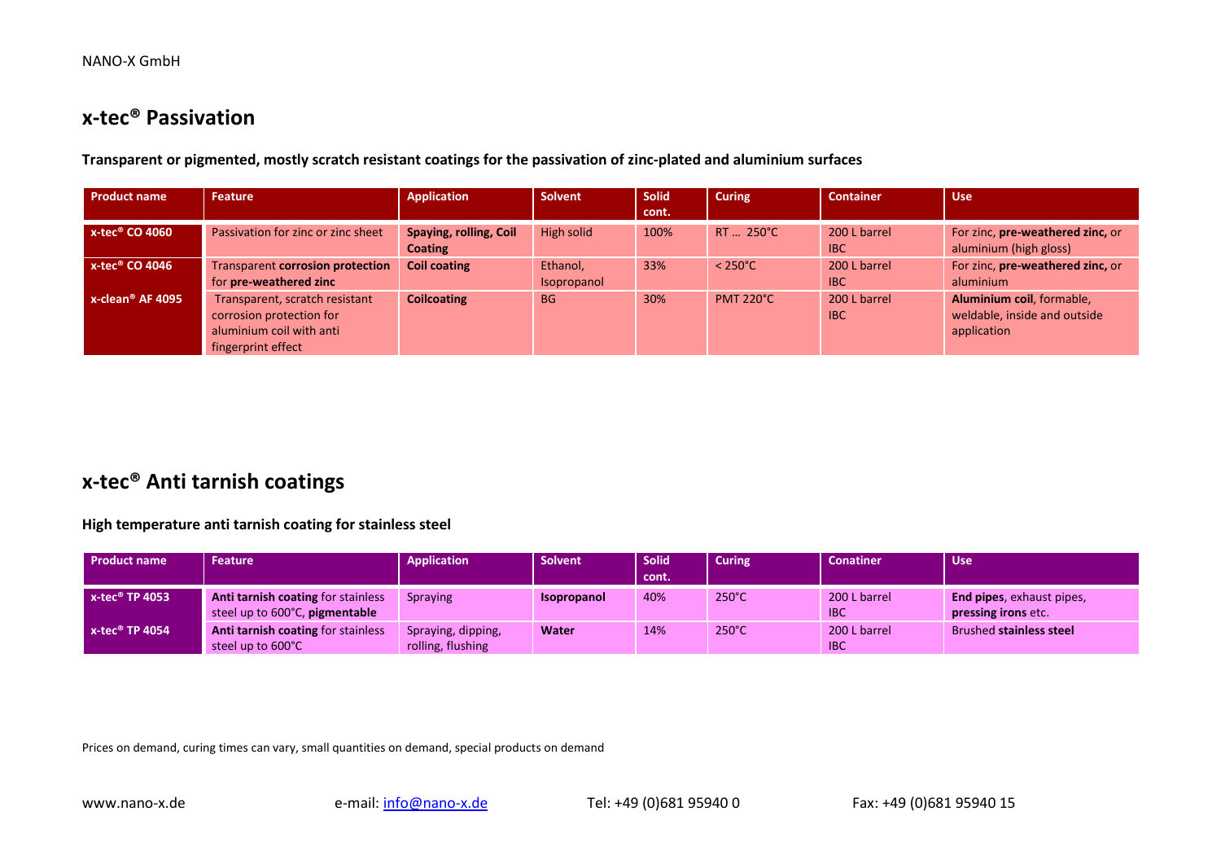## x-tec® Passivation

**Transparent or pigmented, mostly scratch resistant coatings for the passivation of zinc-plated and aluminium surfaces**

| Product name | Feature | Application | Solvent | Solid cont. | Curing | Container | Use |
|---|---|---|---|---|---|---|---|
| **x-tec® CO 4060** | Passivation for zinc or zinc sheet | **Spaying, rolling, Coil Coating** | High solid | 100% | RT … 250°C | 200 L barrel IBC | For zinc, **pre-weathered zinc,** or aluminium (high gloss) |
| **x-tec® CO 4046** | Transparent **corrosion protection** for **pre-weathered zinc** | **Coil coating** | Ethanol, Isopropanol | 33% | < 250°C | 200 L barrel IBC | For zinc, **pre-weathered zinc,** or aluminium |
| **x-clean® AF 4095** | Transparent, scratch resistant corrosion protection for aluminium coil with anti fingerprint effect | **Coilcoating** | BG | 30% | PMT 220°C | 200 L barrel IBC | **Aluminium coil**, formable, weldable, inside and outside application |

## x-tec® Anti tarnish coatings

**High temperature anti tarnish coating for stainless steel**

| Product name | Feature | Application | Solvent | Solid cont. | Curing | Conatiner | Use |
|---|---|---|---|---|---|---|---|
| **x-tec® TP 4053** | **Anti tarnish coating** for stainless steel up to 600°C, **pigmentable** | Spraying | **Isopropanol** | 40% | 250°C | 200 L barrel IBC | **End pipes**, exhaust pipes, **pressing irons** etc. |
| **x-tec® TP 4054** | **Anti tarnish coating** for stainless steel up to 600°C | Spraying, dipping, rolling, flushing | **Water** | 14% | 250°C | 200 L barrel IBC | Brushed **stainless steel** |

Prices on demand, curing times can vary, small quantities on demand, special products on demand

www.nano-x.de e-mail: info@nano-x.de Tel: +49 (0)681 95940 0 Fax: +49 (0)681 95940 15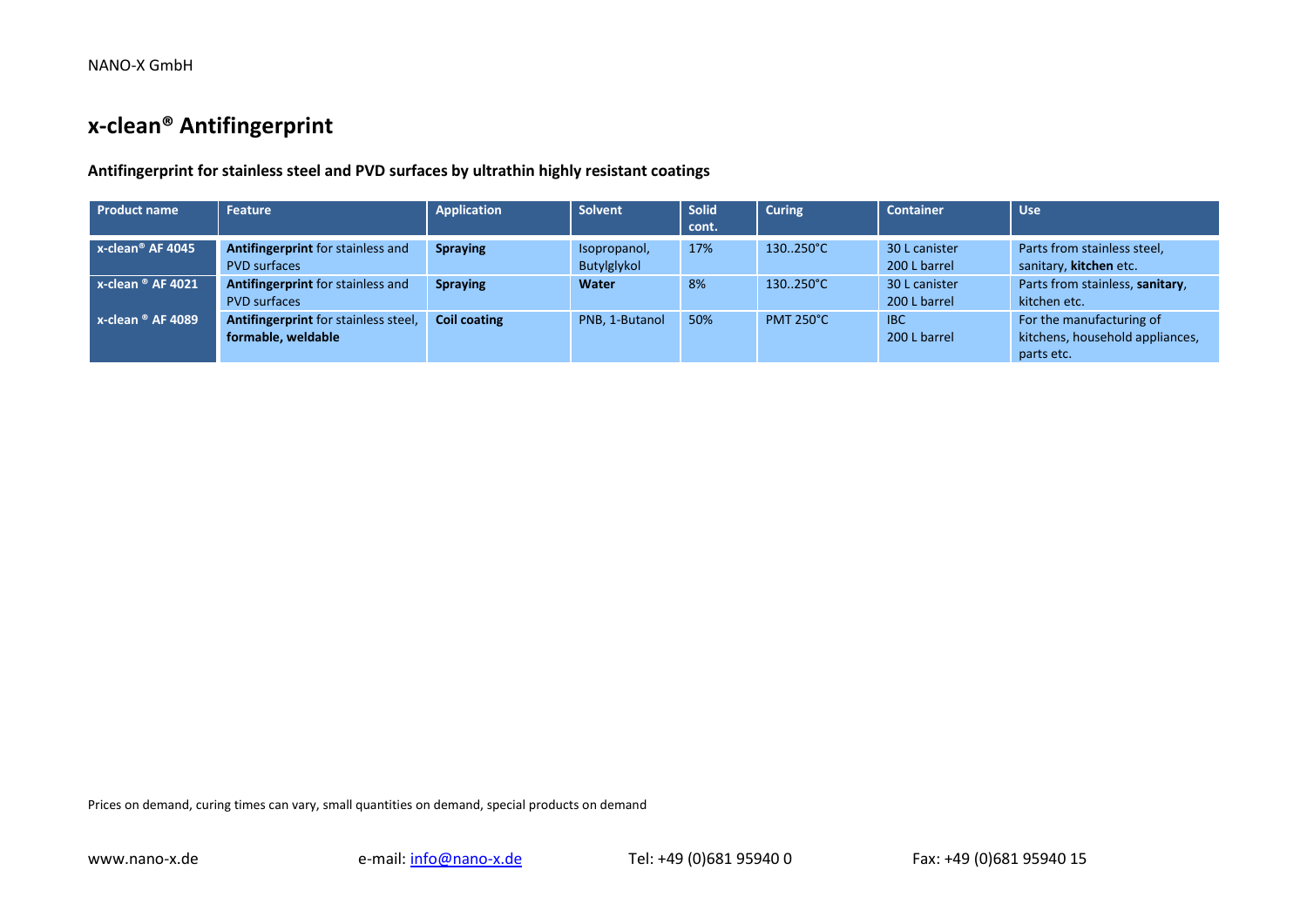# x-clean® Antifingerprint

**Antifingerprint for stainless steel and PVD surfaces by ultrathin highly resistant coatings**

| Product name | Feature | Application | Solvent | Solid cont. | Curing | Container | Use |
|---|---|---|---|---|---|---|---|
| **x-clean® AF 4045** | **Antifingerprint** for stainless and PVD surfaces | **Spraying** | Isopropanol, Butylglykol | 17% | 130..250°C | 30 L canister<br>200 L barrel | Parts from stainless steel, sanitary, **kitchen** etc. |
| **x-clean ® AF 4021** | **Antifingerprint** for stainless and PVD surfaces | **Spraying** | **Water** | 8% | 130..250°C | 30 L canister<br>200 L barrel | Parts from stainless, **sanitary**, kitchen etc. |
| **x-clean ® AF 4089** | **Antifingerprint** for stainless steel, **formable, weldable** | **Coil coating** | PNB, 1-Butanol | 50% | PMT 250°C | IBC<br>200 L barrel | For the manufacturing of kitchens, household appliances, parts etc. |

Prices on demand, curing times can vary, small quantities on demand, special products on demand

www.nano-x.de e-mail: info@nano-x.de Tel: +49 (0)681 95940 0 Fax: +49 (0)681 95940 15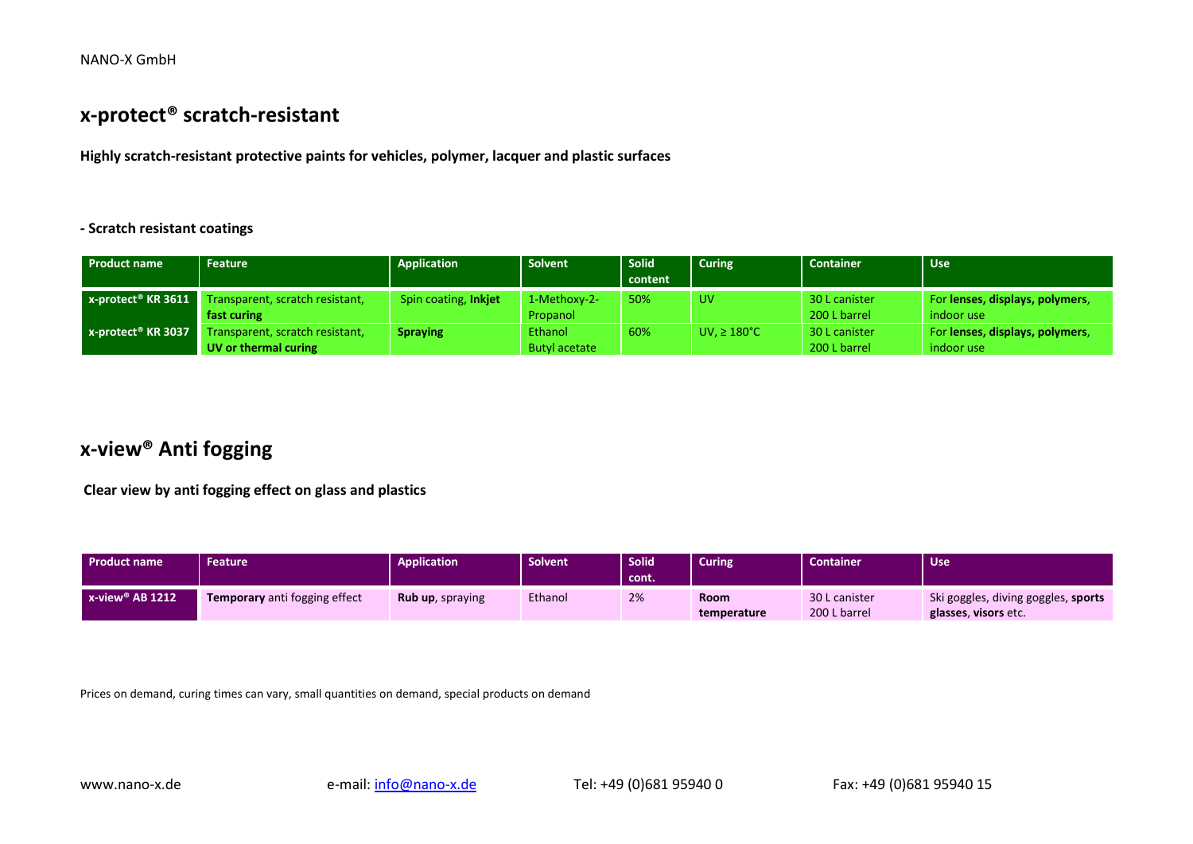NANO-X GmbH

# x-protect® scratch-resistant

**Highly scratch-resistant protective paints for vehicles, polymer, lacquer and plastic surfaces**

**- Scratch resistant coatings**

| Product name | Feature | Application | Solvent | Solid content | Curing | Container | Use |
|---|---|---|---|---|---|---|---|
| **x-protect® KR 3611** | Transparent, scratch resistant, **fast curing** | Spin coating, **Inkjet** | 1-Methoxy-2-Propanol | 50% | UV | 30 L canister 200 L barrel | For **lenses, displays, polymers**, indoor use |
| **x-protect® KR 3037** | Transparent, scratch resistant, **UV or thermal curing** | **Spraying** | Ethanol Butyl acetate | 60% | UV, ≥ 180°C | 30 L canister 200 L barrel | For **lenses, displays, polymers**, indoor use |

# x-view® Anti fogging

**Clear view by anti fogging effect on glass and plastics**

| Product name | Feature | Application | Solvent | Solid cont. | Curing | Container | Use |
|---|---|---|---|---|---|---|---|
| **x-view® AB 1212** | **Temporary** anti fogging effect | **Rub up**, spraying | Ethanol | 2% | **Room temperature** | 30 L canister 200 L barrel | Ski goggles, diving goggles, **sports glasses**, **visors** etc. |

Prices on demand, curing times can vary, small quantities on demand, special products on demand

www.nano-x.de e-mail: info@nano-x.de Tel: +49 (0)681 95940 0 Fax: +49 (0)681 95940 15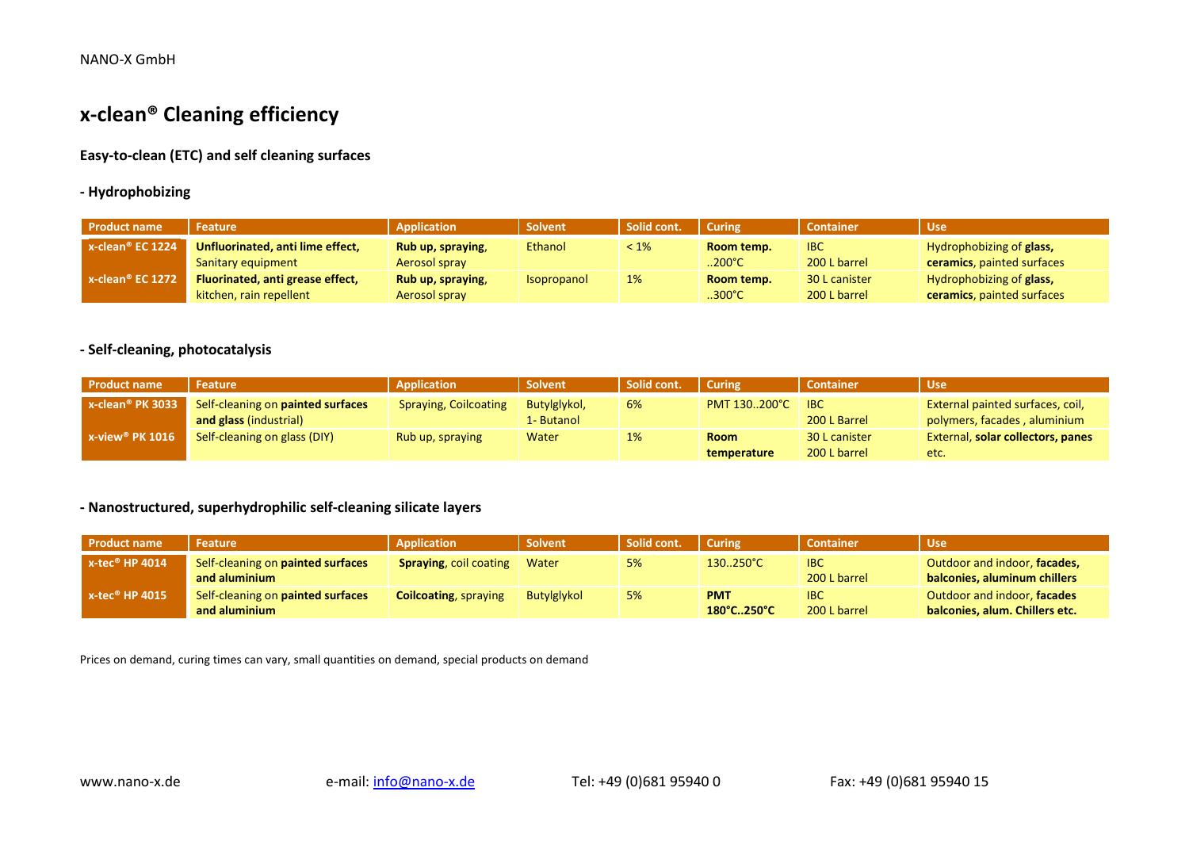NANO-X GmbH

# x-clean® Cleaning efficiency

### Easy-to-clean (ETC) and self cleaning surfaces

### - Hydrophobizing

| Product name | Feature | Application | Solvent | Solid cont. | Curing | Container | Use |
|---|---|---|---|---|---|---|---|
| x-clean® EC 1224 | **Unfluorinated, anti lime effect,** Sanitary equipment | **Rub up, spraying**, Aerosol spray | Ethanol | < 1% | **Room temp.** ..200°C | IBC 200 L barrel | Hydrophobizing of **glass, ceramics**, painted surfaces |
| x-clean® EC 1272 | **Fluorinated, anti grease effect,** kitchen, rain repellent | **Rub up, spraying**, Aerosol spray | Isopropanol | 1% | **Room temp.** ..300°C | 30 L canister 200 L barrel | Hydrophobizing of **glass, ceramics**, painted surfaces |

### - Self-cleaning, photocatalysis

| Product name | Feature | Application | Solvent | Solid cont. | Curing | Container | Use |
|---|---|---|---|---|---|---|---|
| x-clean® PK 3033 | Self-cleaning on **painted surfaces and glass** (industrial) | Spraying, Coilcoating | Butylglykol, 1- Butanol | 6% | PMT 130..200°C | IBC 200 L Barrel | External painted surfaces, coil, polymers, facades , aluminium |
| x-view® PK 1016 | Self-cleaning on glass (DIY) | Rub up, spraying | Water | 1% | **Room temperature** | 30 L canister 200 L barrel | External, **solar collectors, panes** etc. |

### - Nanostructured, superhydrophilic self-cleaning silicate layers

| Product name | Feature | Application | Solvent | Solid cont. | Curing | Container | Use |
|---|---|---|---|---|---|---|---|
| x-tec® HP 4014 | Self-cleaning on **painted surfaces and aluminium** | **Spraying**, coil coating | Water | 5% | 130..250°C | IBC 200 L barrel | Outdoor and indoor, **facades, balconies, aluminum chillers** |
| x-tec® HP 4015 | Self-cleaning on **painted surfaces and aluminium** | **Coilcoating**, spraying | Butylglykol | 5% | **PMT 180°C..250°C** | IBC 200 L barrel | Outdoor and indoor, **facades balconies, alum. Chillers etc.** |

Prices on demand, curing times can vary, small quantities on demand, special products on demand

www.nano-x.de e-mail: info@nano-x.de Tel: +49 (0)681 95940 0 Fax: +49 (0)681 95940 15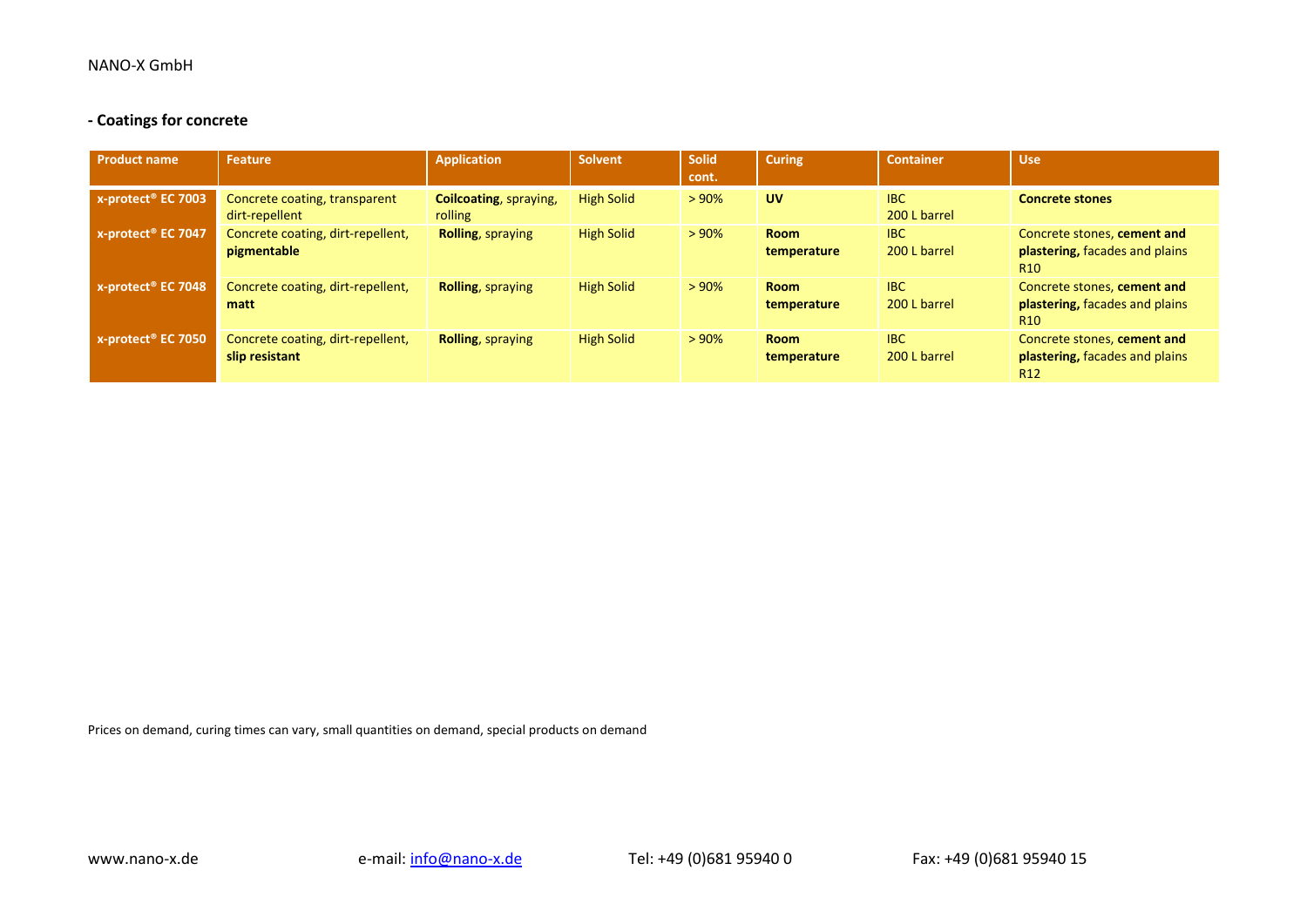## - Coatings for concrete

| Product name | Feature | Application | Solvent | Solid cont. | Curing | Container | Use |
|---|---|---|---|---|---|---|---|
| x-protect® EC 7003 | Concrete coating, transparent dirt-repellent | **Coilcoating**, spraying, rolling | High Solid | > 90% | **UV** | IBC<br>200 L barrel | **Concrete stones** |
| x-protect® EC 7047 | Concrete coating, dirt-repellent, **pigmentable** | **Rolling**, spraying | High Solid | > 90% | **Room temperature** | IBC<br>200 L barrel | Concrete stones, **cement and plastering,** facades and plains R10 |
| x-protect® EC 7048 | Concrete coating, dirt-repellent, **matt** | **Rolling**, spraying | High Solid | > 90% | **Room temperature** | IBC<br>200 L barrel | Concrete stones, **cement and plastering,** facades and plains R10 |
| x-protect® EC 7050 | Concrete coating, dirt-repellent, **slip resistant** | **Rolling**, spraying | High Solid | > 90% | **Room temperature** | IBC<br>200 L barrel | Concrete stones, **cement and plastering,** facades and plains R12 |

Prices on demand, curing times can vary, small quantities on demand, special products on demand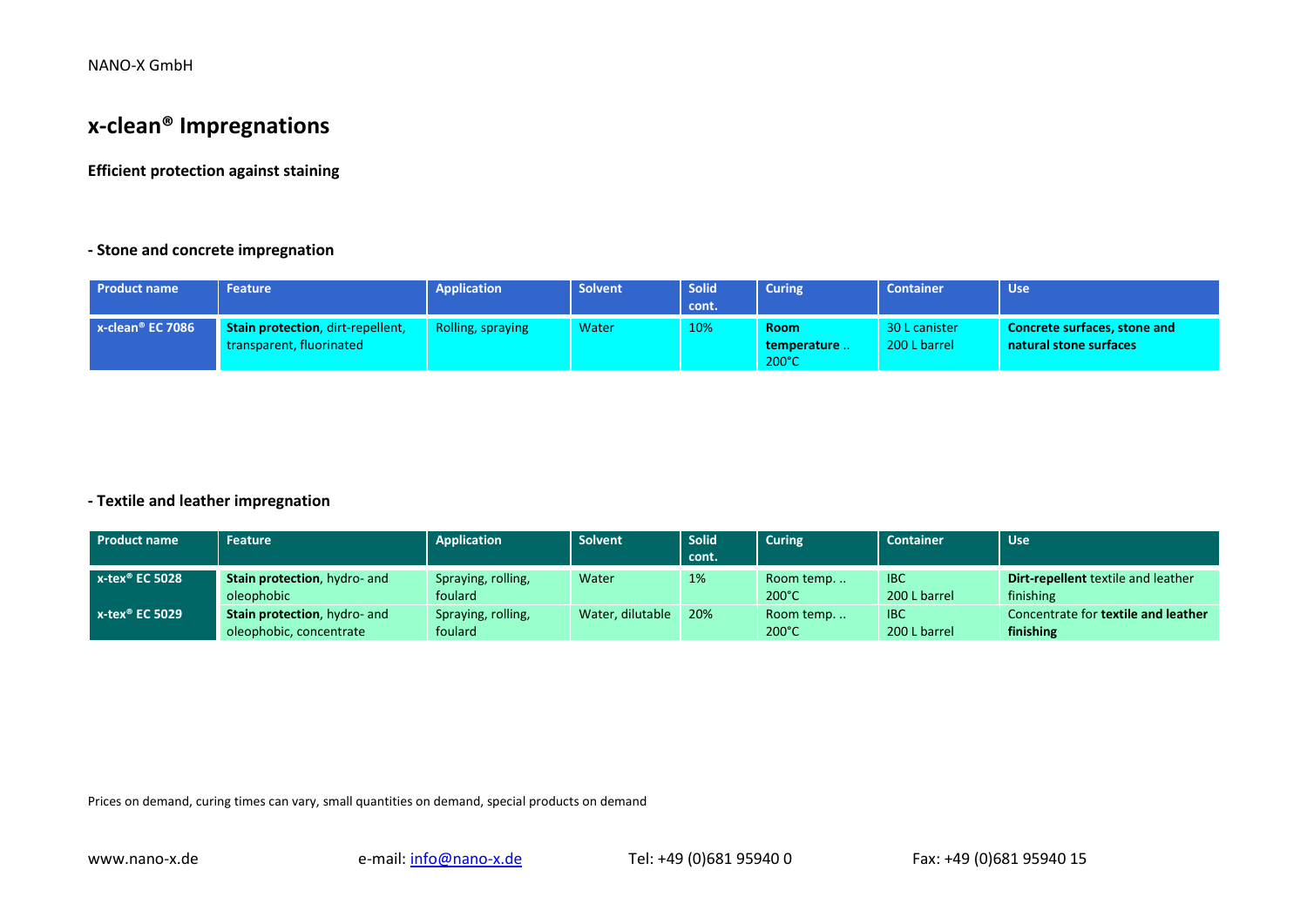# x-clean® Impregnations

**Efficient protection against staining**

### - Stone and concrete impregnation

| Product name | Feature | Application | Solvent | Solid cont. | Curing | Container | Use |
|---|---|---|---|---|---|---|---|
| **x-clean® EC 7086** | **Stain protection**, dirt-repellent, transparent, fluorinated | Rolling, spraying | Water | 10% | **Room temperature .. 200°C** | 30 L canister 200 L barrel | **Concrete surfaces, stone and natural stone surfaces** |

### - Textile and leather impregnation

| Product name | Feature | Application | Solvent | Solid cont. | Curing | Container | Use |
|---|---|---|---|---|---|---|---|
| **x-tex® EC 5028** | **Stain protection**, hydro- and oleophobic | Spraying, rolling, foulard | Water | 1% | Room temp. .. 200°C | IBC 200 L barrel | **Dirt-repellent** textile and leather finishing |
| **x-tex® EC 5029** | **Stain protection**, hydro- and oleophobic, concentrate | Spraying, rolling, foulard | Water, dilutable | 20% | Room temp. .. 200°C | IBC 200 L barrel | Concentrate for **textile and leather finishing** |

Prices on demand, curing times can vary, small quantities on demand, special products on demand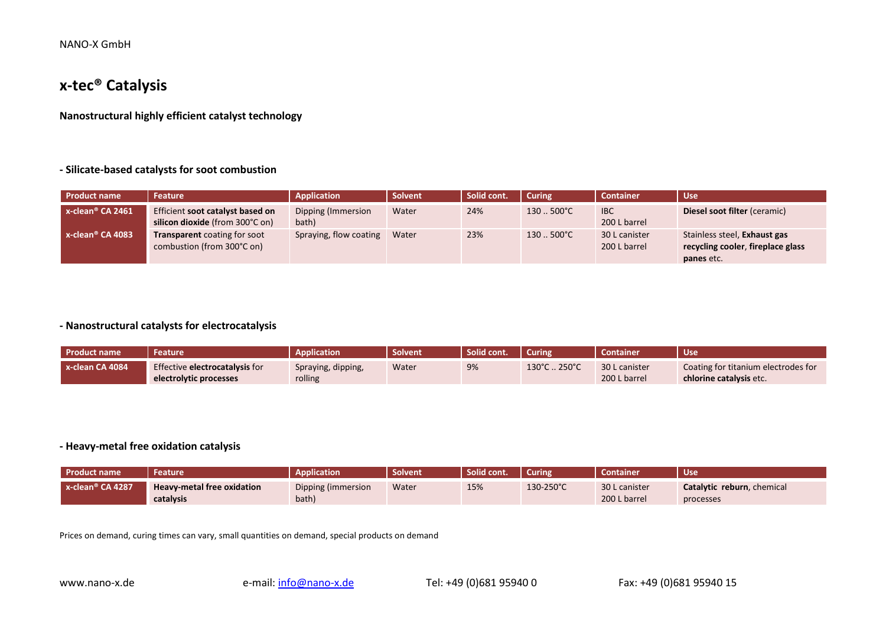NANO-X GmbH

# x-tec® Catalysis

**Nanostructural highly efficient catalyst technology**

### - Silicate-based catalysts for soot combustion

| Product name | Feature | Application | Solvent | Solid cont. | Curing | Container | Use |
|---|---|---|---|---|---|---|---|
| x-clean® CA 2461 | Efficient **soot catalyst based on silicon dioxide** (from 300°C on) | Dipping (Immersion bath) | Water | 24% | 130 .. 500°C | IBC 200 L barrel | **Diesel soot filter** (ceramic) |
| x-clean® CA 4083 | **Transparent** coating for soot combustion (from 300°C on) | Spraying, flow coating | Water | 23% | 130 .. 500°C | 30 L canister 200 L barrel | Stainless steel, **Exhaust gas recycling cooler**, **fireplace glass panes** etc. |

### - Nanostructural catalysts for electrocatalysis

| Product name | Feature | Application | Solvent | Solid cont. | Curing | Container | Use |
|---|---|---|---|---|---|---|---|
| x-clean CA 4084 | Effective **electrocatalysis** for **electrolytic processes** | Spraying, dipping, rolling | Water | 9% | 130°C .. 250°C | 30 L canister 200 L barrel | Coating for titanium electrodes for **chlorine catalysis** etc. |

### - Heavy-metal free oxidation catalysis

| Product name | Feature | Application | Solvent | Solid cont. | Curing | Container | Use |
|---|---|---|---|---|---|---|---|
| x-clean® CA 4287 | **Heavy-metal free oxidation catalysis** | Dipping (immersion bath) | Water | 15% | 130-250°C | 30 L canister 200 L barrel | **Catalytic reburn**, chemical processes |

Prices on demand, curing times can vary, small quantities on demand, special products on demand

www.nano-x.de e-mail: info@nano-x.de Tel: +49 (0)681 95940 0 Fax: +49 (0)681 95940 15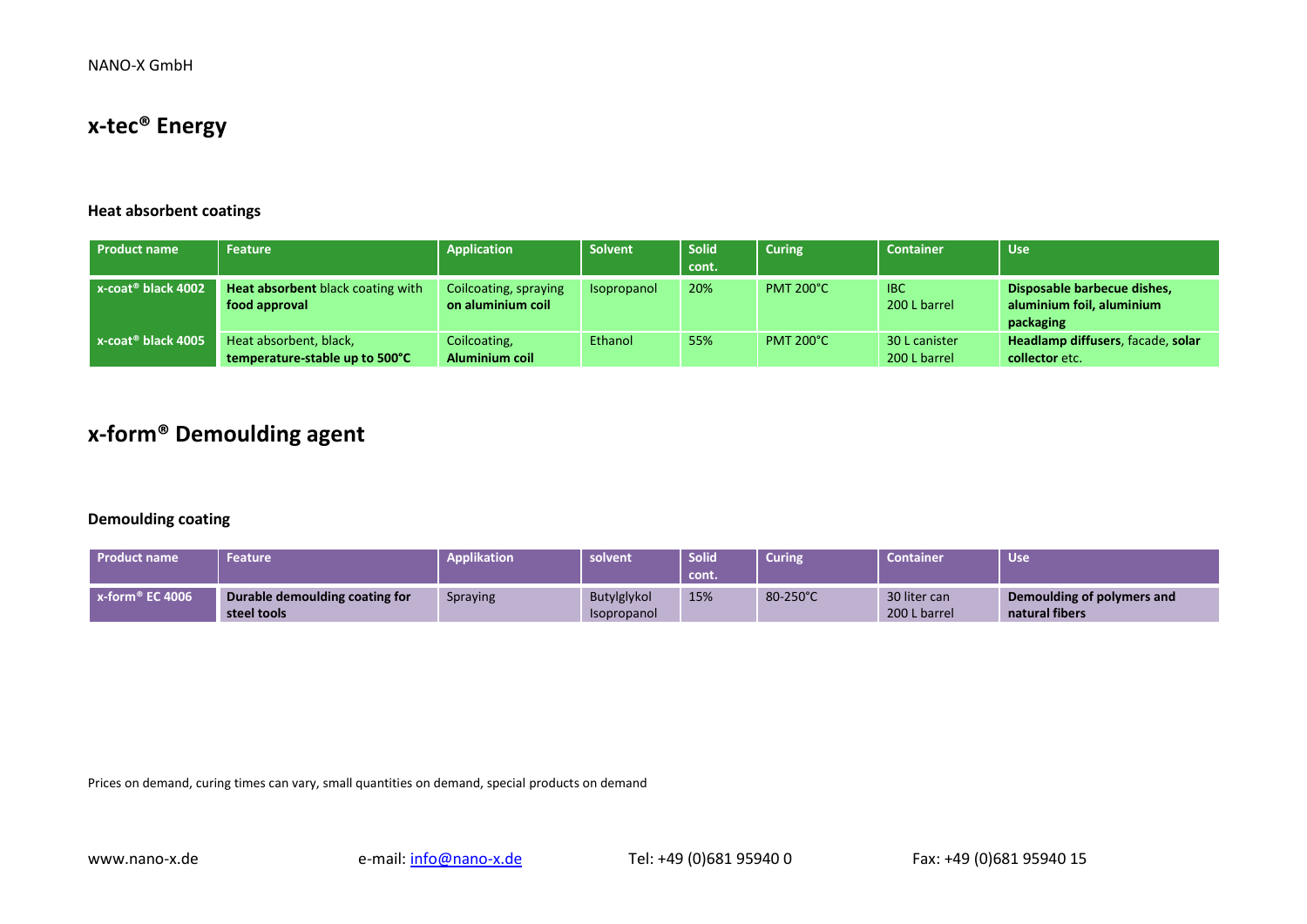NANO-X GmbH

# x-tec® Energy

### Heat absorbent coatings

| Product name | Feature | Application | Solvent | Solid cont. | Curing | Container | Use |
|---|---|---|---|---|---|---|---|
| x-coat® black 4002 | **Heat absorbent** black coating with **food approval** | Coilcoating, spraying **on aluminium coil** | Isopropanol | 20% | PMT 200°C | IBC<br>200 L barrel | **Disposable barbecue dishes, aluminium foil, aluminium packaging** |
| x-coat® black 4005 | Heat absorbent, black, **temperature-stable up to 500°C** | Coilcoating, **Aluminium coil** | Ethanol | 55% | PMT 200°C | 30 L canister<br>200 L barrel | **Headlamp diffusers**, facade, **solar collector** etc. |

# x-form® Demoulding agent

### Demoulding coating

| Product name | Feature | Applikation | solvent | Solid cont. | Curing | Container | Use |
|---|---|---|---|---|---|---|---|
| x-form® EC 4006 | **Durable demoulding coating for steel tools** | Spraying | Butylglykol<br>Isopropanol | 15% | 80-250°C | 30 liter can<br>200 L barrel | **Demoulding of polymers and natural fibers** |

Prices on demand, curing times can vary, small quantities on demand, special products on demand

www.nano-x.de e-mail: info@nano-x.de Tel: +49 (0)681 95940 0 Fax: +49 (0)681 95940 15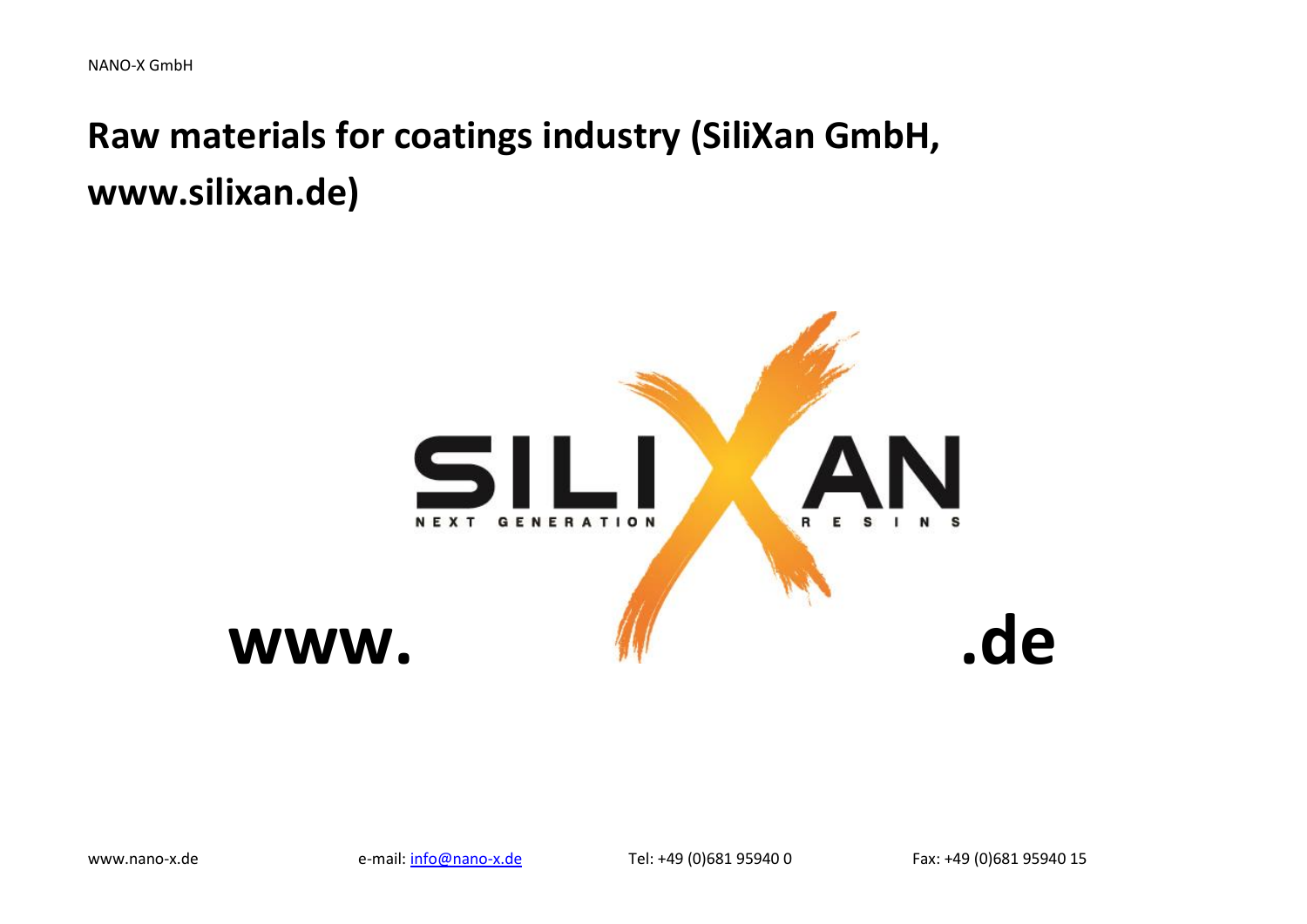# Raw materials for coatings industry (SiliXan GmbH, www.silixan.de)

www. SILIXAN .de

NEXT GENERATION RESINS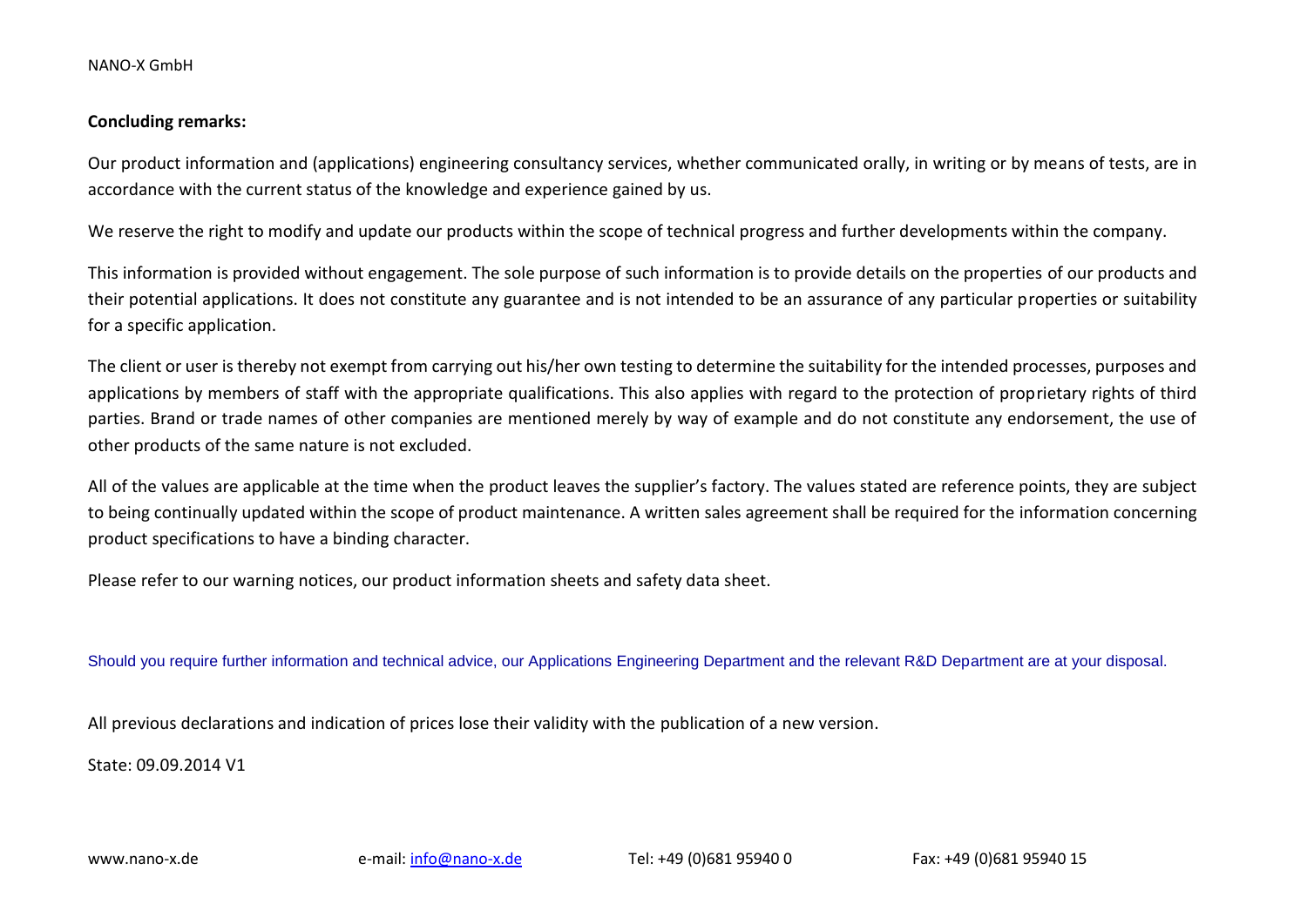**Concluding remarks:**

Our product information and (applications) engineering consultancy services, whether communicated orally, in writing or by means of tests, are in accordance with the current status of the knowledge and experience gained by us.

We reserve the right to modify and update our products within the scope of technical progress and further developments within the company.

This information is provided without engagement. The sole purpose of such information is to provide details on the properties of our products and their potential applications. It does not constitute any guarantee and is not intended to be an assurance of any particular properties or suitability for a specific application.

The client or user is thereby not exempt from carrying out his/her own testing to determine the suitability for the intended processes, purposes and applications by members of staff with the appropriate qualifications. This also applies with regard to the protection of proprietary rights of third parties. Brand or trade names of other companies are mentioned merely by way of example and do not constitute any endorsement, the use of other products of the same nature is not excluded.

All of the values are applicable at the time when the product leaves the supplier's factory. The values stated are reference points, they are subject to being continually updated within the scope of product maintenance. A written sales agreement shall be required for the information concerning product specifications to have a binding character.

Please refer to our warning notices, our product information sheets and safety data sheet.

Should you require further information and technical advice, our Applications Engineering Department and the relevant R&D Department are at your disposal.

All previous declarations and indication of prices lose their validity with the publication of a new version.

State: 09.09.2014 V1

www.nano-x.de e-mail: info@nano-x.de Tel: +49 (0)681 95940 0 Fax: +49 (0)681 95940 15